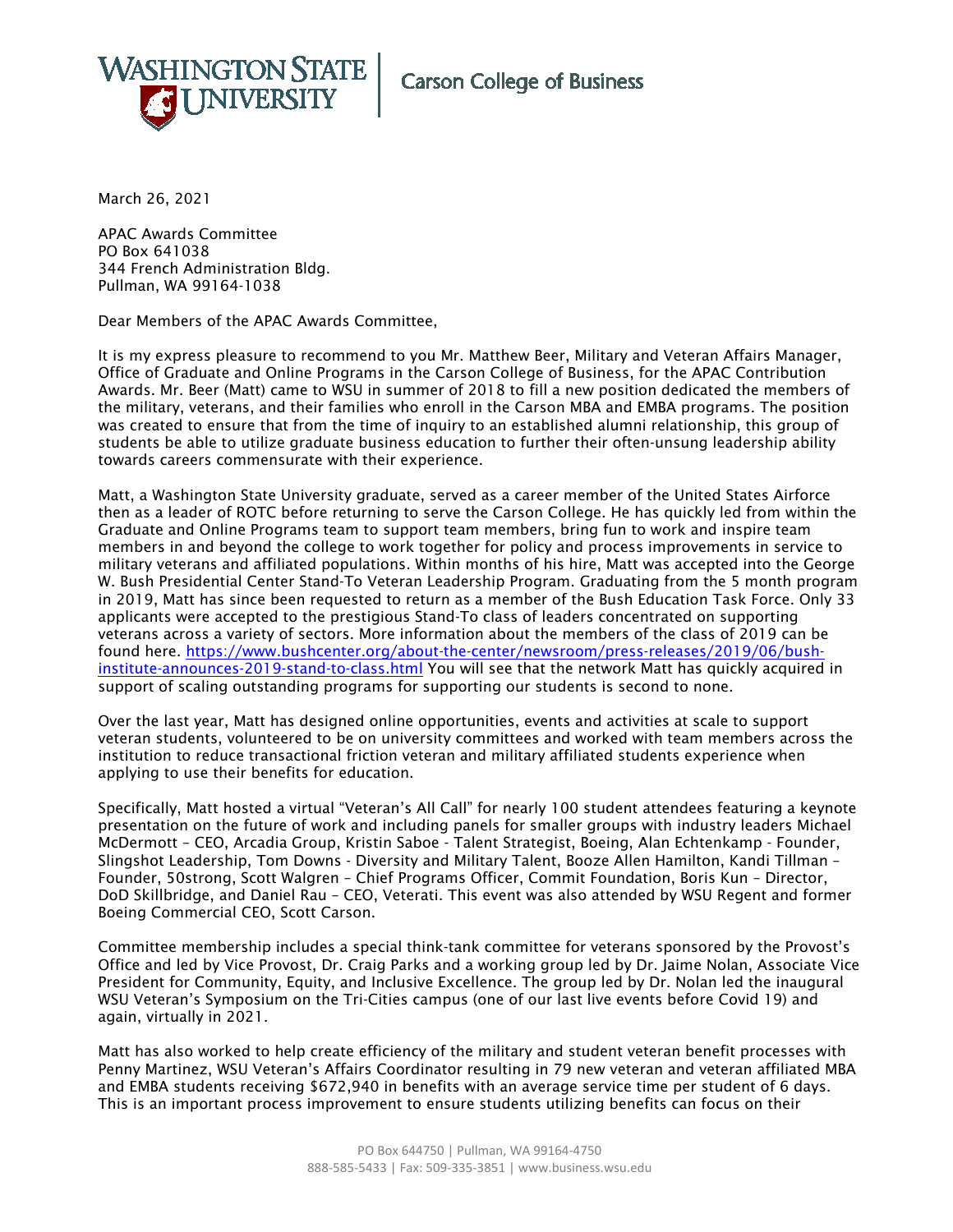Washington State University | Carson College of Business

March 26, 2021

APAC Awards Committee
PO Box 641038
344 French Administration Bldg.
Pullman, WA 99164-1038

Dear Members of the APAC Awards Committee,

It is my express pleasure to recommend to you Mr. Matthew Beer, Military and Veteran Affairs Manager, Office of Graduate and Online Programs in the Carson College of Business, for the APAC Contribution Awards. Mr. Beer (Matt) came to WSU in summer of 2018 to fill a new position dedicated the members of the military, veterans, and their families who enroll in the Carson MBA and EMBA programs. The position was created to ensure that from the time of inquiry to an established alumni relationship, this group of students be able to utilize graduate business education to further their often-unsung leadership ability towards careers commensurate with their experience.

Matt, a Washington State University graduate, served as a career member of the United States Airforce then as a leader of ROTC before returning to serve the Carson College. He has quickly led from within the Graduate and Online Programs team to support team members, bring fun to work and inspire team members in and beyond the college to work together for policy and process improvements in service to military veterans and affiliated populations. Within months of his hire, Matt was accepted into the George W. Bush Presidential Center Stand-To Veteran Leadership Program. Graduating from the 5 month program in 2019, Matt has since been requested to return as a member of the Bush Education Task Force. Only 33 applicants were accepted to the prestigious Stand-To class of leaders concentrated on supporting veterans across a variety of sectors. More information about the members of the class of 2019 can be found here. [https://www.bushcenter.org/about-the-center/newsroom/press-releases/2019/06/bush-institute-announces-2019-stand-to-class.html](https://www.bushcenter.org/about-the-center/newsroom/press-releases/2019/06/bush-institute-announces-2019-stand-to-class.html) You will see that the network Matt has quickly acquired in support of scaling outstanding programs for supporting our students is second to none.

Over the last year, Matt has designed online opportunities, events and activities at scale to support veteran students, volunteered to be on university committees and worked with team members across the institution to reduce transactional friction veteran and military affiliated students experience when applying to use their benefits for education.

Specifically, Matt hosted a virtual "Veteran's All Call" for nearly 100 student attendees featuring a keynote presentation on the future of work and including panels for smaller groups with industry leaders Michael McDermott – CEO, Arcadia Group, Kristin Saboe - Talent Strategist, Boeing, Alan Echtenkamp - Founder, Slingshot Leadership, Tom Downs - Diversity and Military Talent, Booze Allen Hamilton, Kandi Tillman – Founder, 50strong, Scott Walgren – Chief Programs Officer, Commit Foundation, Boris Kun – Director, DoD Skillbridge, and Daniel Rau – CEO, Veterati. This event was also attended by WSU Regent and former Boeing Commercial CEO, Scott Carson.

Committee membership includes a special think-tank committee for veterans sponsored by the Provost's Office and led by Vice Provost, Dr. Craig Parks and a working group led by Dr. Jaime Nolan, Associate Vice President for Community, Equity, and Inclusive Excellence. The group led by Dr. Nolan led the inaugural WSU Veteran's Symposium on the Tri-Cities campus (one of our last live events before Covid 19) and again, virtually in 2021.

Matt has also worked to help create efficiency of the military and student veteran benefit processes with Penny Martinez, WSU Veteran's Affairs Coordinator resulting in 79 new veteran and veteran affiliated MBA and EMBA students receiving $672,940 in benefits with an average service time per student of 6 days. This is an important process improvement to ensure students utilizing benefits can focus on their

PO Box 644750 | Pullman, WA 99164-4750
888-585-5433 | Fax: 509-335-3851 | www.business.wsu.edu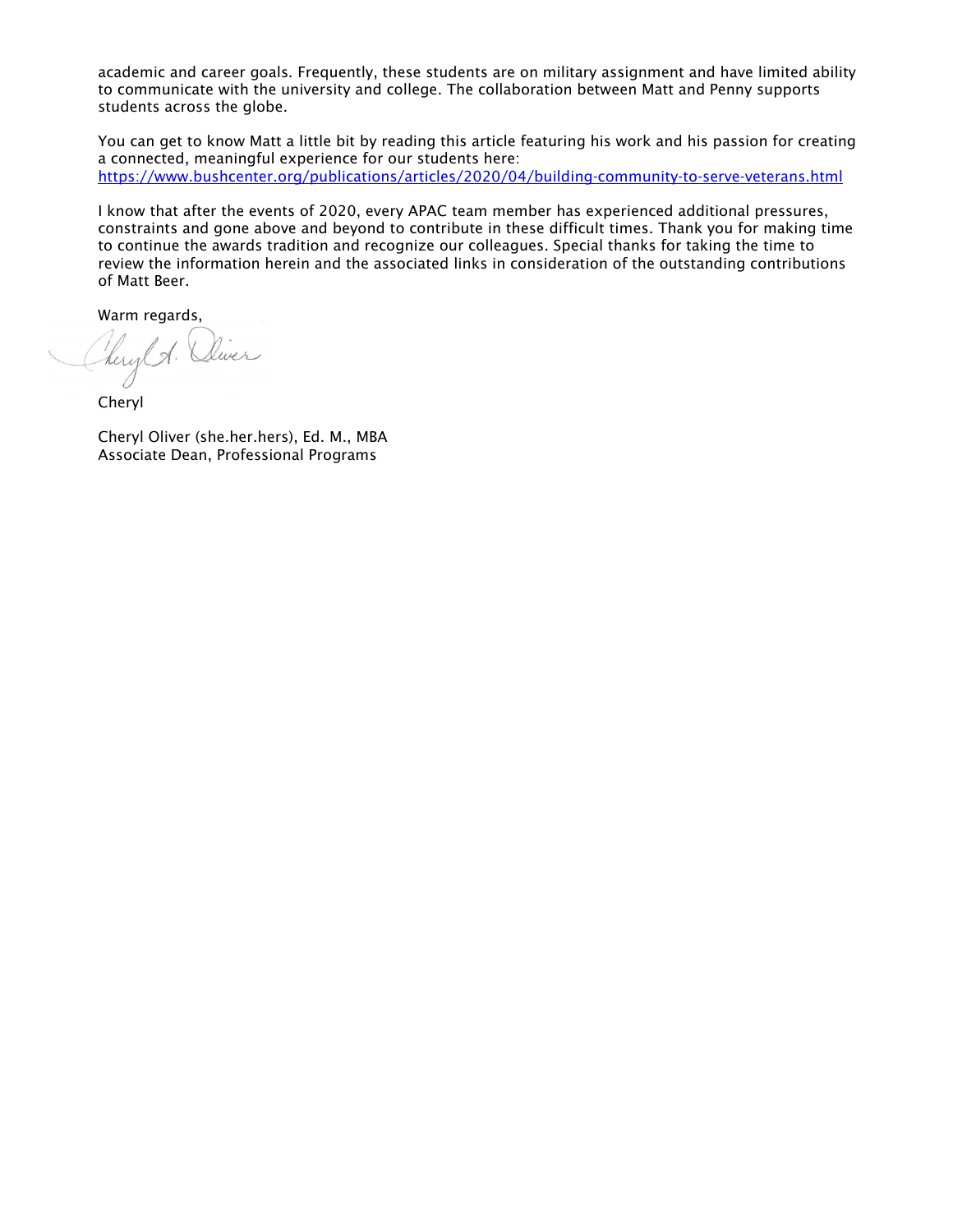academic and career goals. Frequently, these students are on military assignment and have limited ability to communicate with the university and college. The collaboration between Matt and Penny supports students across the globe.

You can get to know Matt a little bit by reading this article featuring his work and his passion for creating a connected, meaningful experience for our students here: https://www.bushcenter.org/publications/articles/2020/04/building-community-to-serve-veterans.html

I know that after the events of 2020, every APAC team member has experienced additional pressures, constraints and gone above and beyond to contribute in these difficult times. Thank you for making time to continue the awards tradition and recognize our colleagues. Special thanks for taking the time to review the information herein and the associated links in consideration of the outstanding contributions of Matt Beer.

Warm regards,

Cheryl A. Oliver

Cheryl

Cheryl Oliver (she.her.hers), Ed. M., MBA
Associate Dean, Professional Programs